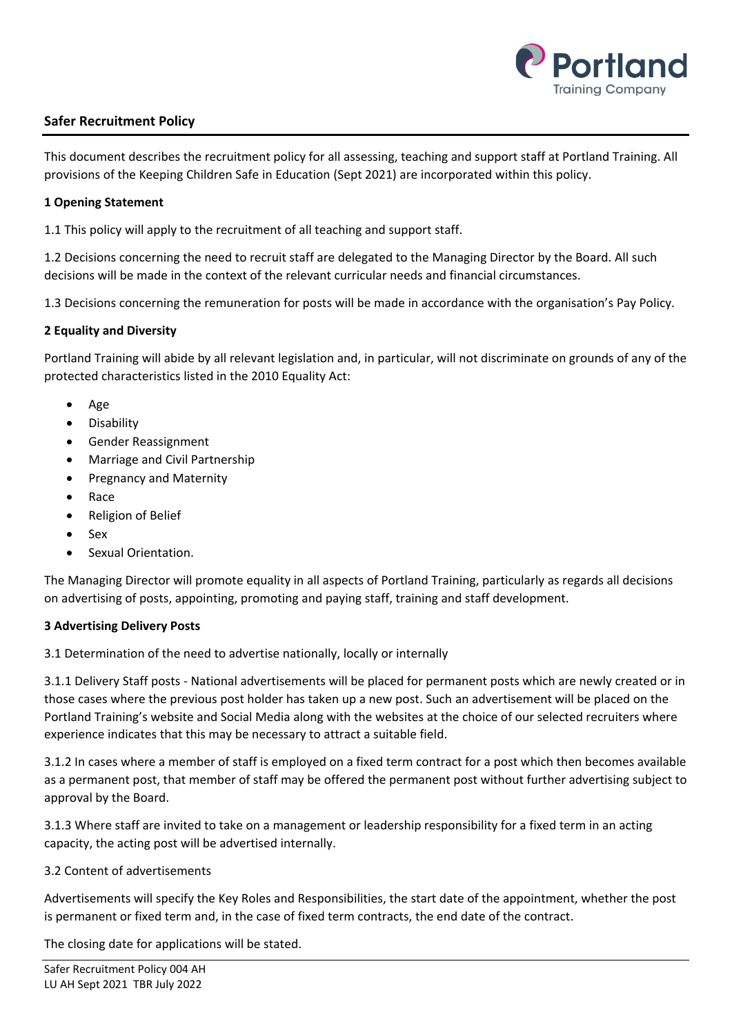Portland Training Company

## Safer Recruitment Policy

This document describes the recruitment policy for all assessing, teaching and support staff at Portland Training. All provisions of the Keeping Children Safe in Education (Sept 2021) are incorporated within this policy.

### 1 Opening Statement

1.1 This policy will apply to the recruitment of all teaching and support staff.

1.2 Decisions concerning the need to recruit staff are delegated to the Managing Director by the Board. All such decisions will be made in the context of the relevant curricular needs and financial circumstances.

1.3 Decisions concerning the remuneration for posts will be made in accordance with the organisation's Pay Policy.

### 2 Equality and Diversity

Portland Training will abide by all relevant legislation and, in particular, will not discriminate on grounds of any of the protected characteristics listed in the 2010 Equality Act:

- Age
- Disability
- Gender Reassignment
- Marriage and Civil Partnership
- Pregnancy and Maternity
- Race
- Religion of Belief
- Sex
- Sexual Orientation.

The Managing Director will promote equality in all aspects of Portland Training, particularly as regards all decisions on advertising of posts, appointing, promoting and paying staff, training and staff development.

### 3 Advertising Delivery Posts

3.1 Determination of the need to advertise nationally, locally or internally

3.1.1 Delivery Staff posts - National advertisements will be placed for permanent posts which are newly created or in those cases where the previous post holder has taken up a new post. Such an advertisement will be placed on the Portland Training's website and Social Media along with the websites at the choice of our selected recruiters where experience indicates that this may be necessary to attract a suitable field.

3.1.2 In cases where a member of staff is employed on a fixed term contract for a post which then becomes available as a permanent post, that member of staff may be offered the permanent post without further advertising subject to approval by the Board.

3.1.3 Where staff are invited to take on a management or leadership responsibility for a fixed term in an acting capacity, the acting post will be advertised internally.

3.2 Content of advertisements

Advertisements will specify the Key Roles and Responsibilities, the start date of the appointment, whether the post is permanent or fixed term and, in the case of fixed term contracts, the end date of the contract.

The closing date for applications will be stated.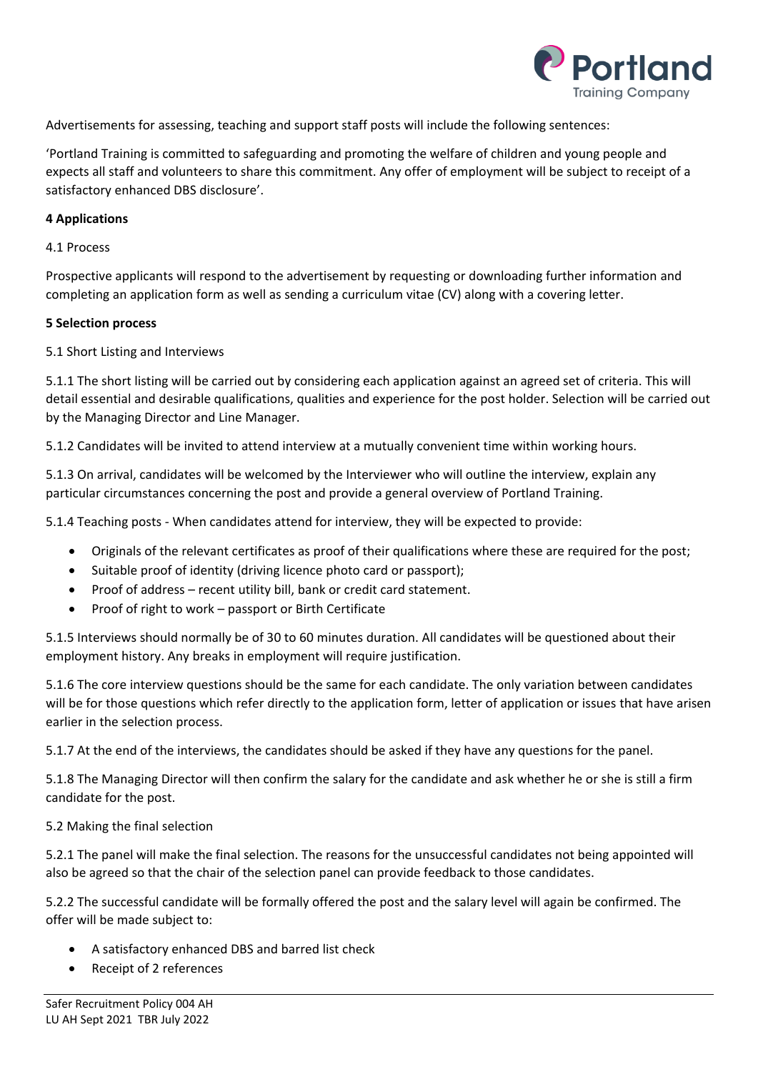Advertisements for assessing, teaching and support staff posts will include the following sentences:

'Portland Training is committed to safeguarding and promoting the welfare of children and young people and expects all staff and volunteers to share this commitment. Any offer of employment will be subject to receipt of a satisfactory enhanced DBS disclosure'.

**4 Applications**

4.1 Process

Prospective applicants will respond to the advertisement by requesting or downloading further information and completing an application form as well as sending a curriculum vitae (CV) along with a covering letter.

**5 Selection process**

5.1 Short Listing and Interviews

5.1.1 The short listing will be carried out by considering each application against an agreed set of criteria. This will detail essential and desirable qualifications, qualities and experience for the post holder. Selection will be carried out by the Managing Director and Line Manager.

5.1.2 Candidates will be invited to attend interview at a mutually convenient time within working hours.

5.1.3 On arrival, candidates will be welcomed by the Interviewer who will outline the interview, explain any particular circumstances concerning the post and provide a general overview of Portland Training.

5.1.4 Teaching posts - When candidates attend for interview, they will be expected to provide:

- Originals of the relevant certificates as proof of their qualifications where these are required for the post;
- Suitable proof of identity (driving licence photo card or passport);
- Proof of address – recent utility bill, bank or credit card statement.
- Proof of right to work – passport or Birth Certificate

5.1.5 Interviews should normally be of 30 to 60 minutes duration. All candidates will be questioned about their employment history. Any breaks in employment will require justification.

5.1.6 The core interview questions should be the same for each candidate. The only variation between candidates will be for those questions which refer directly to the application form, letter of application or issues that have arisen earlier in the selection process.

5.1.7 At the end of the interviews, the candidates should be asked if they have any questions for the panel.

5.1.8 The Managing Director will then confirm the salary for the candidate and ask whether he or she is still a firm candidate for the post.

5.2 Making the final selection

5.2.1 The panel will make the final selection. The reasons for the unsuccessful candidates not being appointed will also be agreed so that the chair of the selection panel can provide feedback to those candidates.

5.2.2 The successful candidate will be formally offered the post and the salary level will again be confirmed. The offer will be made subject to:

- A satisfactory enhanced DBS and barred list check
- Receipt of 2 references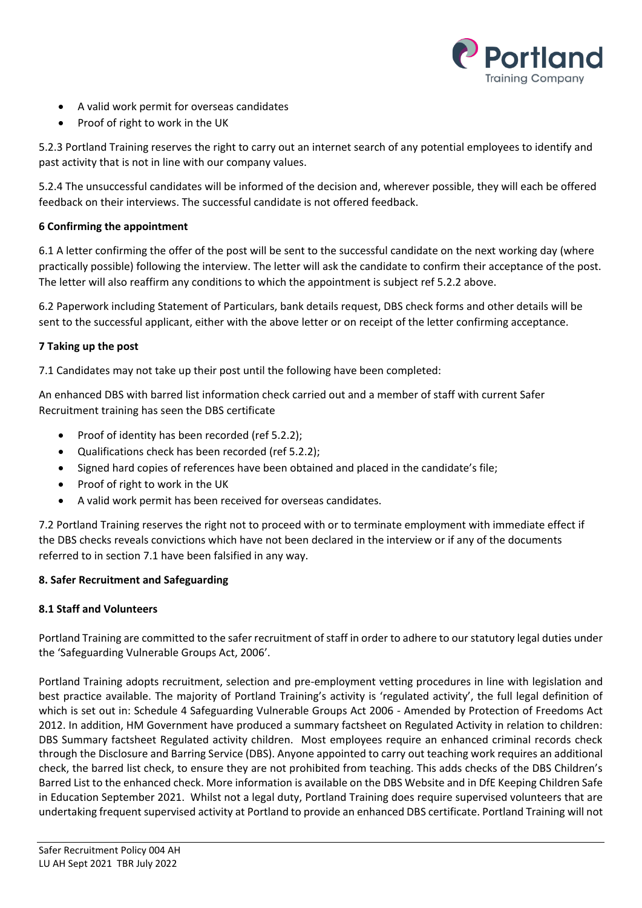- A valid work permit for overseas candidates
- Proof of right to work in the UK

5.2.3 Portland Training reserves the right to carry out an internet search of any potential employees to identify and past activity that is not in line with our company values.

5.2.4 The unsuccessful candidates will be informed of the decision and, wherever possible, they will each be offered feedback on their interviews. The successful candidate is not offered feedback.

**6 Confirming the appointment**

6.1 A letter confirming the offer of the post will be sent to the successful candidate on the next working day (where practically possible) following the interview. The letter will ask the candidate to confirm their acceptance of the post. The letter will also reaffirm any conditions to which the appointment is subject ref 5.2.2 above.

6.2 Paperwork including Statement of Particulars, bank details request, DBS check forms and other details will be sent to the successful applicant, either with the above letter or on receipt of the letter confirming acceptance.

**7 Taking up the post**

7.1 Candidates may not take up their post until the following have been completed:

An enhanced DBS with barred list information check carried out and a member of staff with current Safer Recruitment training has seen the DBS certificate

- Proof of identity has been recorded (ref 5.2.2);
- Qualifications check has been recorded (ref 5.2.2);
- Signed hard copies of references have been obtained and placed in the candidate's file;
- Proof of right to work in the UK
- A valid work permit has been received for overseas candidates.

7.2 Portland Training reserves the right not to proceed with or to terminate employment with immediate effect if the DBS checks reveals convictions which have not been declared in the interview or if any of the documents referred to in section 7.1 have been falsified in any way.

**8. Safer Recruitment and Safeguarding**

**8.1 Staff and Volunteers**

Portland Training are committed to the safer recruitment of staff in order to adhere to our statutory legal duties under the 'Safeguarding Vulnerable Groups Act, 2006'.

Portland Training adopts recruitment, selection and pre-employment vetting procedures in line with legislation and best practice available. The majority of Portland Training's activity is 'regulated activity', the full legal definition of which is set out in: Schedule 4 Safeguarding Vulnerable Groups Act 2006 - Amended by Protection of Freedoms Act 2012. In addition, HM Government have produced a summary factsheet on Regulated Activity in relation to children: DBS Summary factsheet Regulated activity children. Most employees require an enhanced criminal records check through the Disclosure and Barring Service (DBS). Anyone appointed to carry out teaching work requires an additional check, the barred list check, to ensure they are not prohibited from teaching. This adds checks of the DBS Children's Barred List to the enhanced check. More information is available on the DBS Website and in DfE Keeping Children Safe in Education September 2021. Whilst not a legal duty, Portland Training does require supervised volunteers that are undertaking frequent supervised activity at Portland to provide an enhanced DBS certificate. Portland Training will not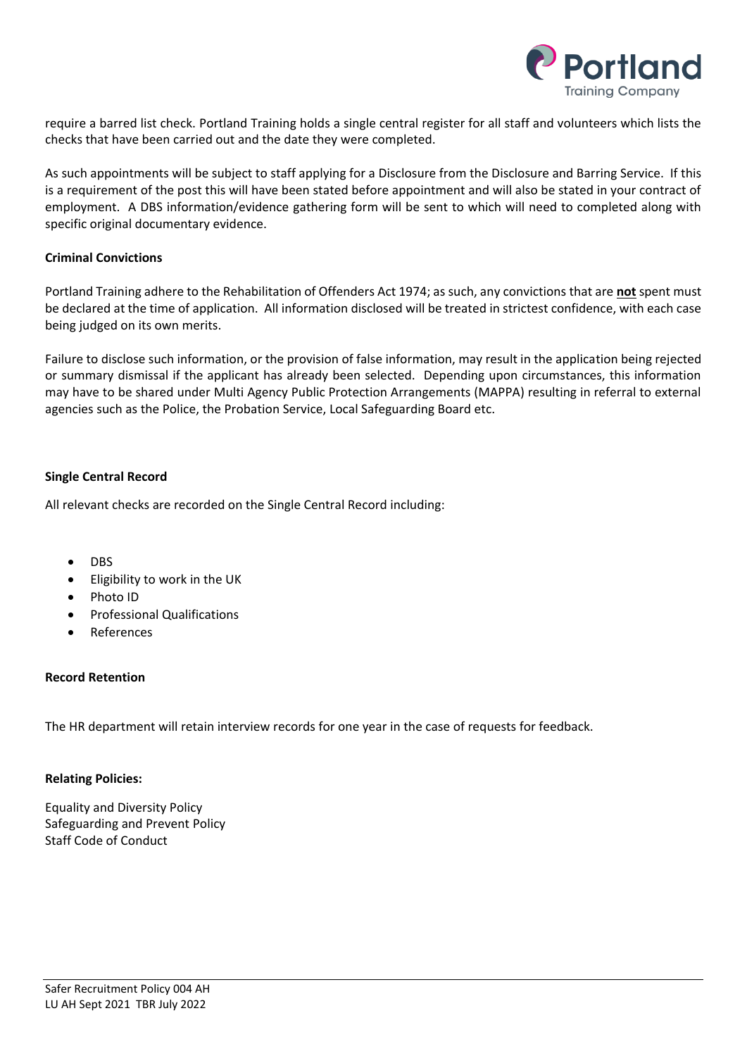require a barred list check. Portland Training holds a single central register for all staff and volunteers which lists the checks that have been carried out and the date they were completed.

As such appointments will be subject to staff applying for a Disclosure from the Disclosure and Barring Service. If this is a requirement of the post this will have been stated before appointment and will also be stated in your contract of employment. A DBS information/evidence gathering form will be sent to which will need to completed along with specific original documentary evidence.

**Criminal Convictions**

Portland Training adhere to the Rehabilitation of Offenders Act 1974; as such, any convictions that are **not** spent must be declared at the time of application. All information disclosed will be treated in strictest confidence, with each case being judged on its own merits.

Failure to disclose such information, or the provision of false information, may result in the application being rejected or summary dismissal if the applicant has already been selected. Depending upon circumstances, this information may have to be shared under Multi Agency Public Protection Arrangements (MAPPA) resulting in referral to external agencies such as the Police, the Probation Service, Local Safeguarding Board etc.

**Single Central Record**

All relevant checks are recorded on the Single Central Record including:

- DBS
- Eligibility to work in the UK
- Photo ID
- Professional Qualifications
- References

**Record Retention**

The HR department will retain interview records for one year in the case of requests for feedback.

**Relating Policies:**

Equality and Diversity Policy
Safeguarding and Prevent Policy
Staff Code of Conduct